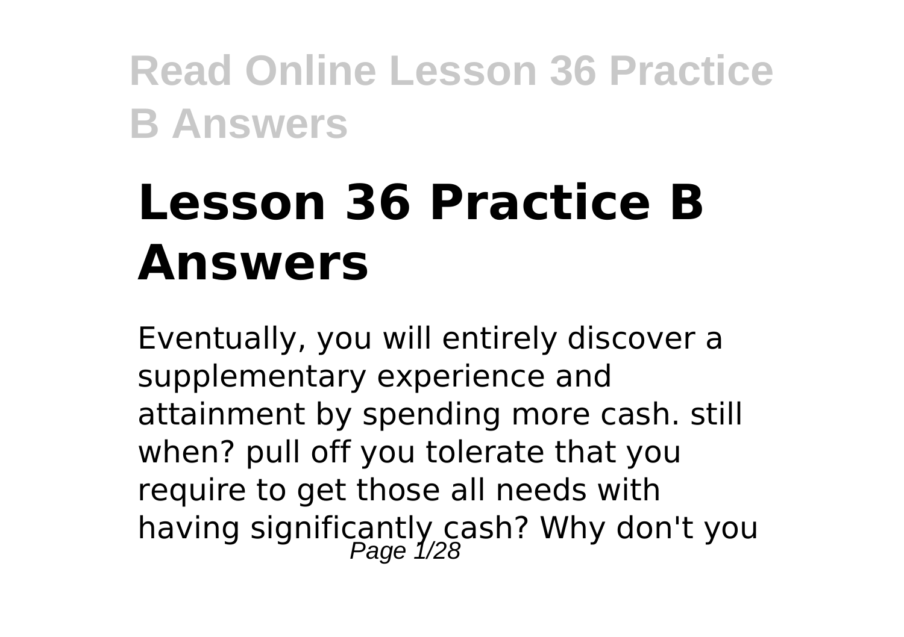# Lesson 36 Practice B Answers

Eventually, you will entirely discover a supplementary experience and attainment by spending more cash. still when? pull off you tolerate that you require to get those all needs with having significantly cash? Why don't you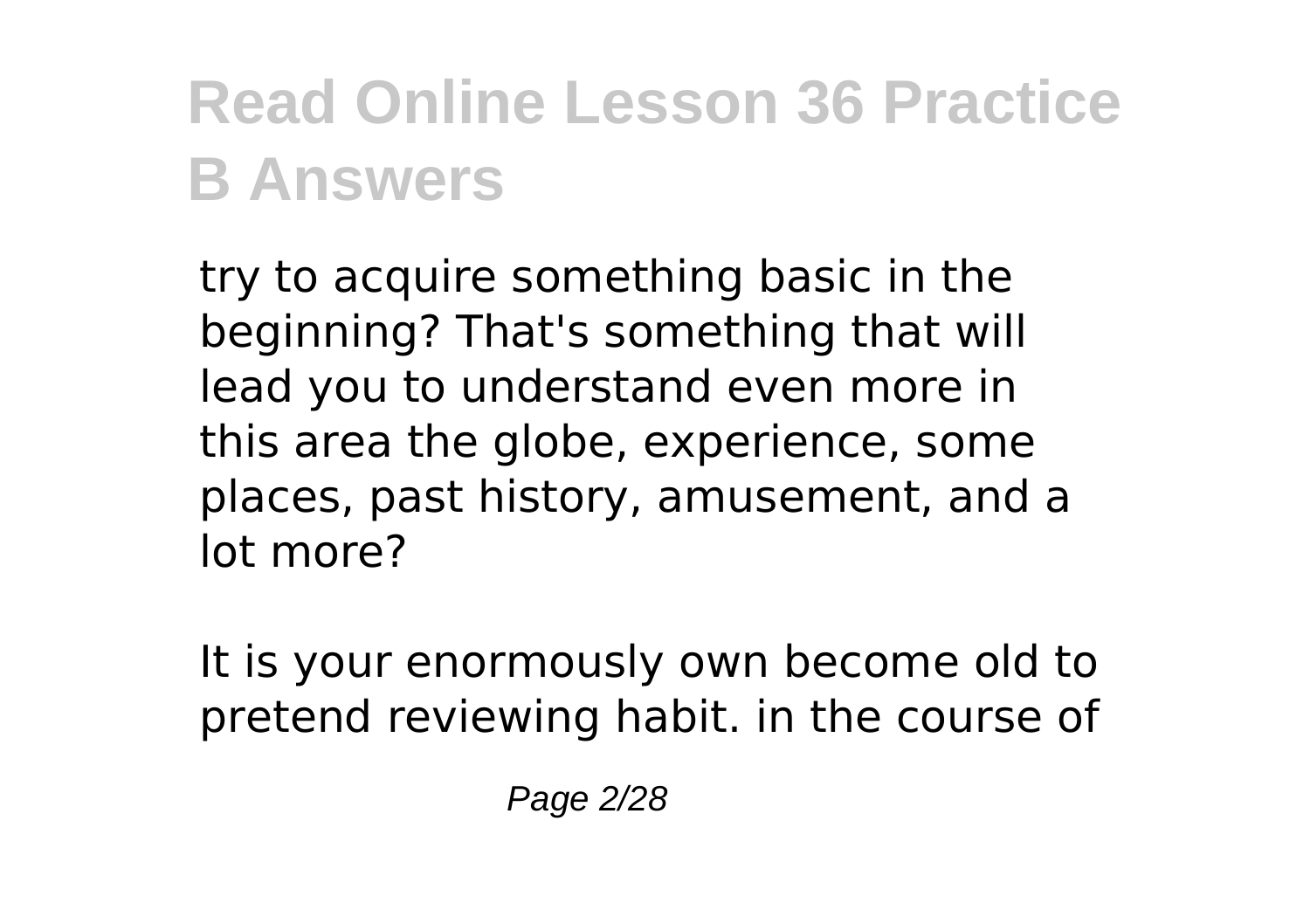try to acquire something basic in the beginning? That's something that will lead you to understand even more in this area the globe, experience, some places, past history, amusement, and a lot more?

It is your enormously own become old to pretend reviewing habit. in the course of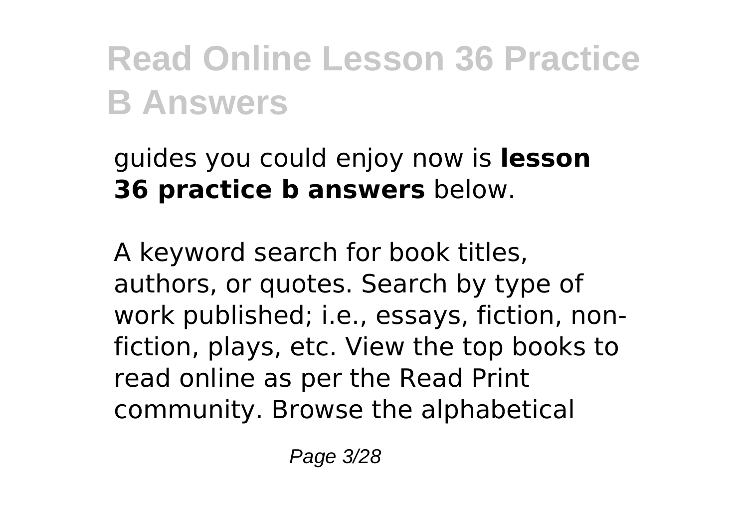guides you could enjoy now is **lesson 36 practice b answers** below.

A keyword search for book titles, authors, or quotes. Search by type of work published; i.e., essays, fiction, non-fiction, plays, etc. View the top books to read online as per the Read Print community. Browse the alphabetical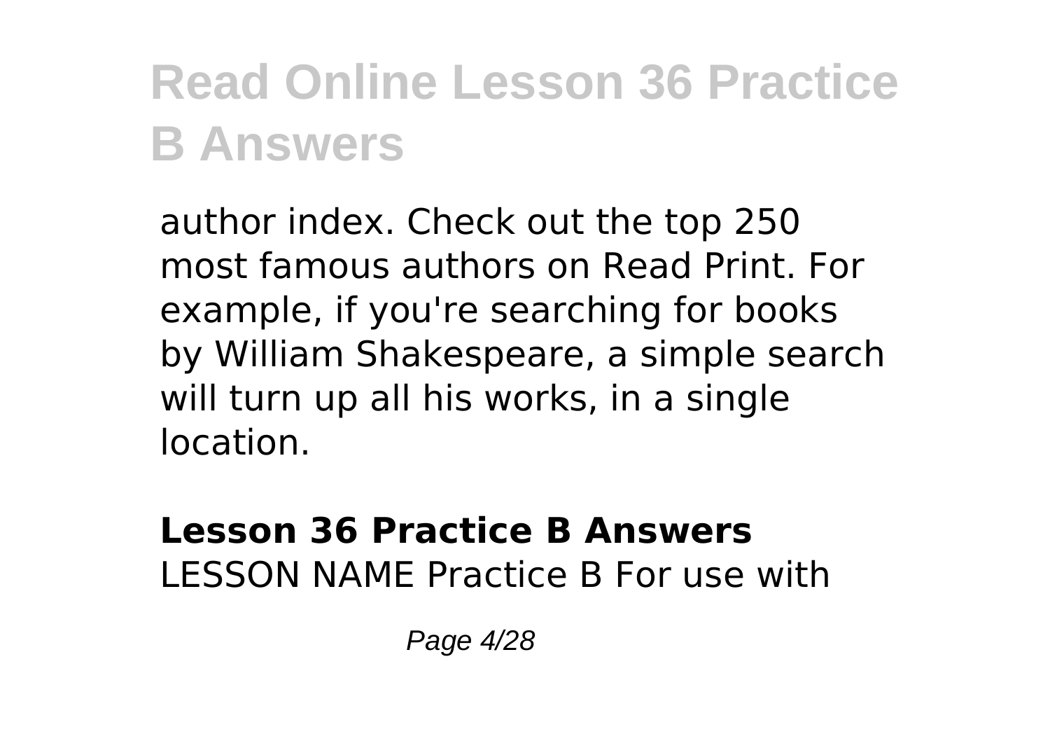author index. Check out the top 250 most famous authors on Read Print. For example, if you're searching for books by William Shakespeare, a simple search will turn up all his works, in a single location.

## Lesson 36 Practice B Answers

LESSON NAME Practice B For use with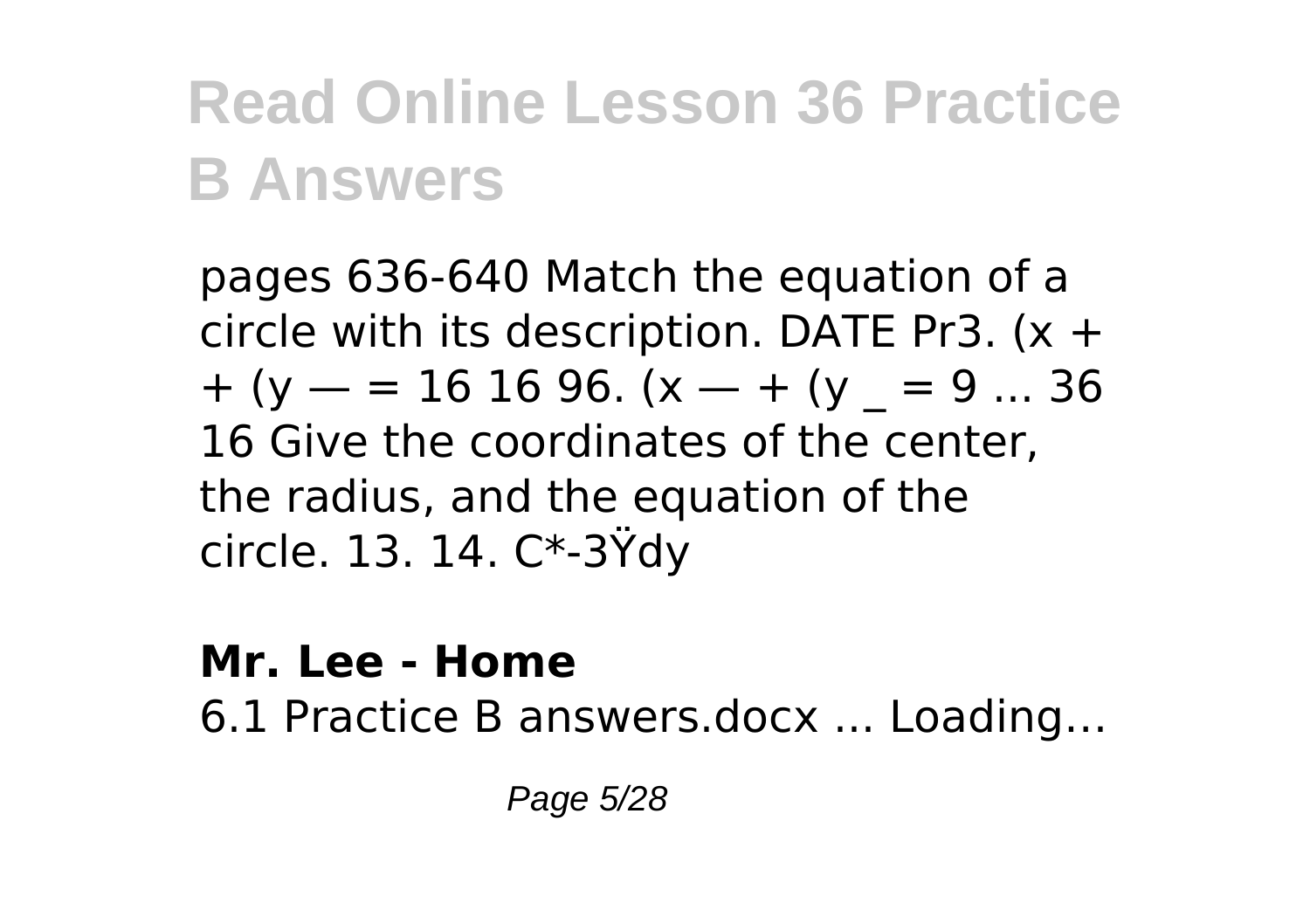pages 636-640 Match the equation of a circle with its description. DATE Pr3. (x + + (y — = 16 16 96. (x — + (y _ = 9 ... 36 16 Give the coordinates of the center, the radius, and the equation of the circle. 13. 14. C*-3Ÿdy

**Mr. Lee - Home**

6.1 Practice B answers.docx ... Loading…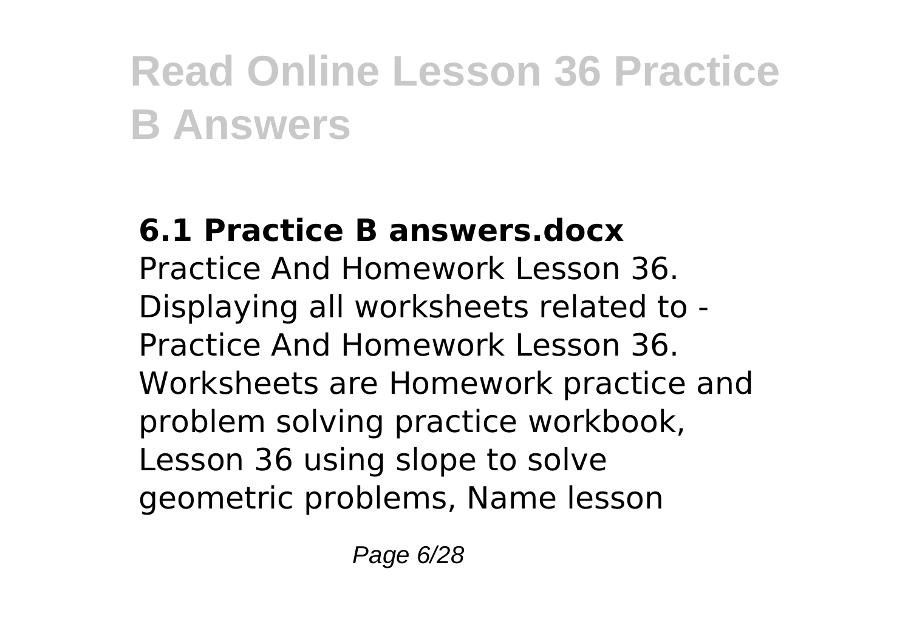# Read Online Lesson 36 Practice B Answers

### 6.1 Practice B answers.docx

Practice And Homework Lesson 36. Displaying all worksheets related to - Practice And Homework Lesson 36. Worksheets are Homework practice and problem solving practice workbook, Lesson 36 using slope to solve geometric problems, Name lesson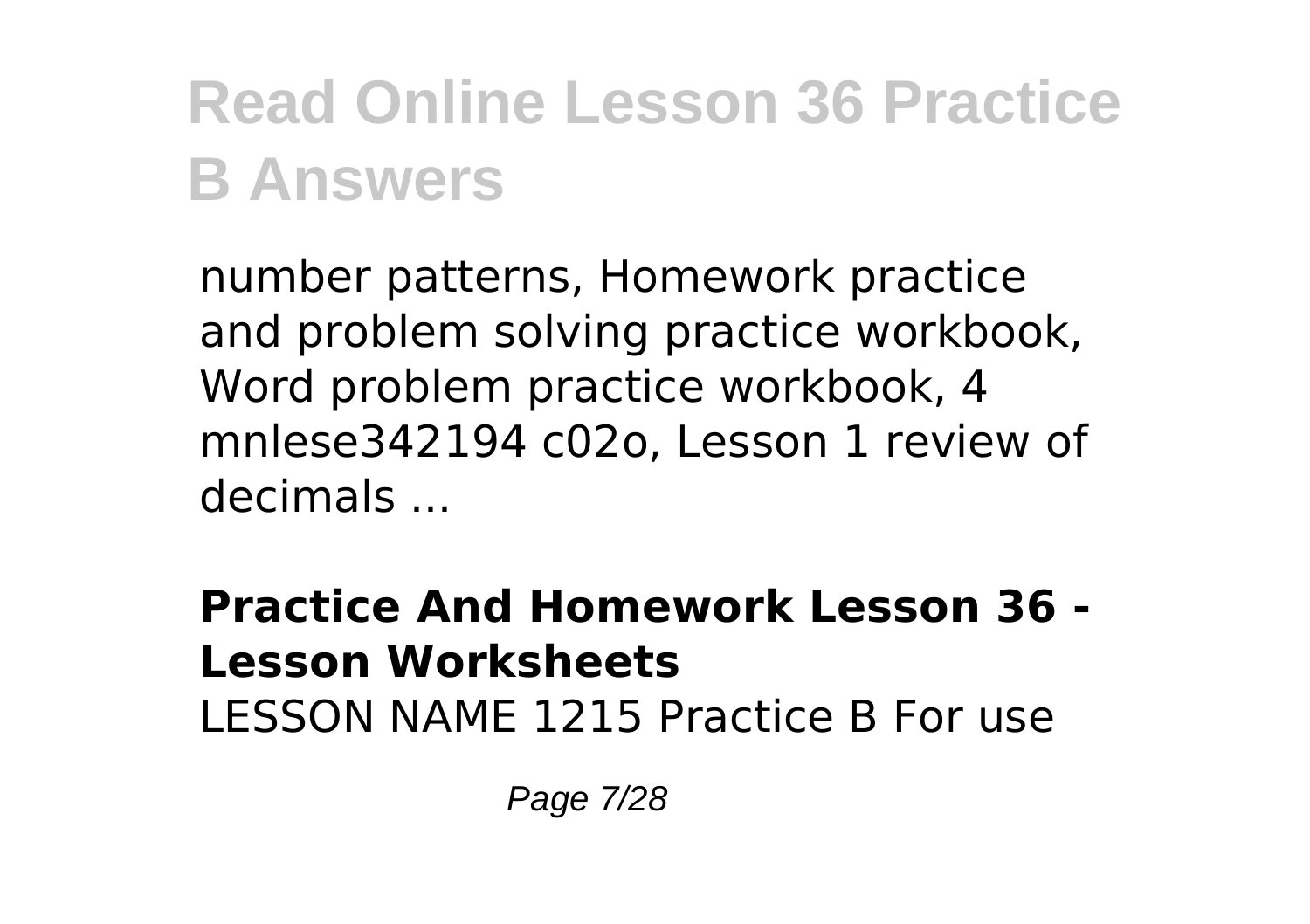number patterns, Homework practice and problem solving practice workbook, Word problem practice workbook, 4 mnlese342194 c02o, Lesson 1 review of decimals ...

**Practice And Homework Lesson 36 - Lesson Worksheets**

LESSON NAME 1215 Practice B For use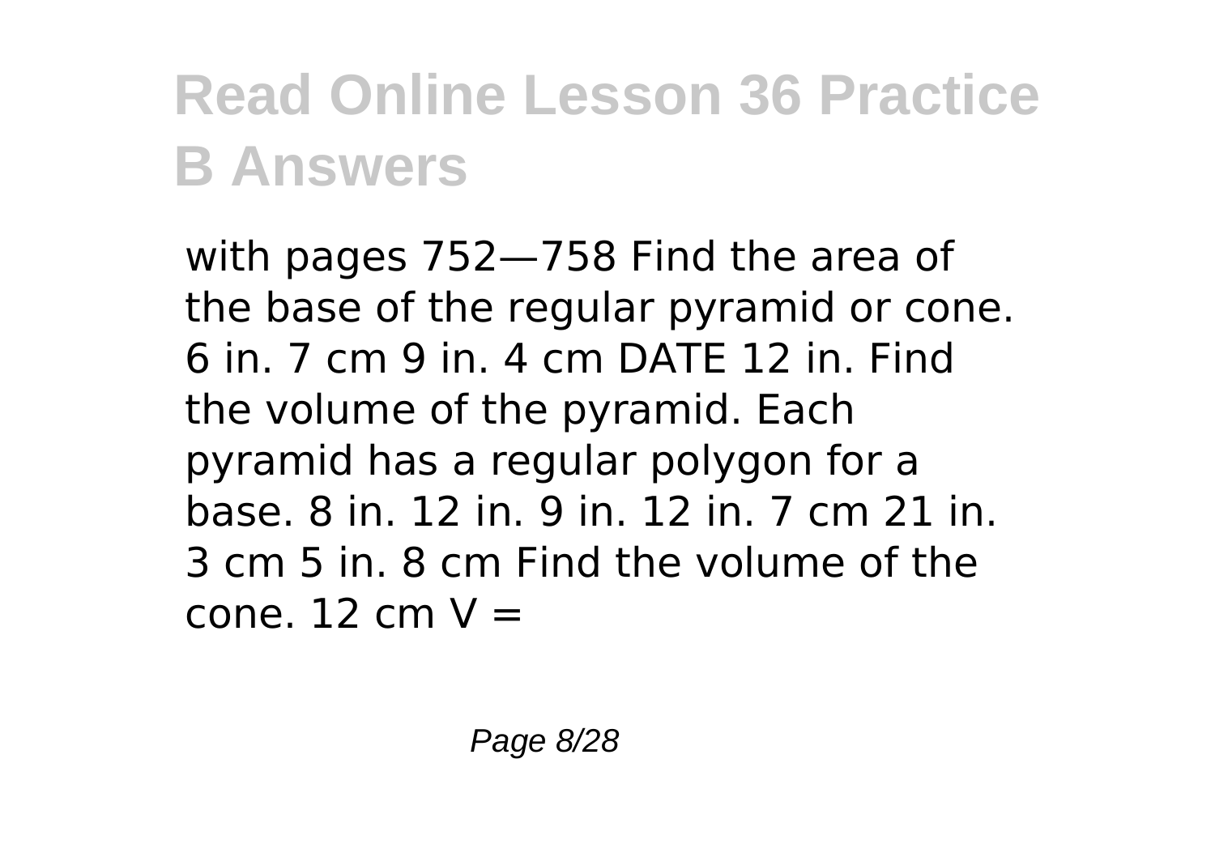# Read Online Lesson 36 Practice B Answers

with pages 752—758 Find the area of the base of the regular pyramid or cone. 6 in. 7 cm 9 in. 4 cm DATE 12 in. Find the volume of the pyramid. Each pyramid has a regular polygon for a base. 8 in. 12 in. 9 in. 12 in. 7 cm 21 in. 3 cm 5 in. 8 cm Find the volume of the cone. 12 cm V =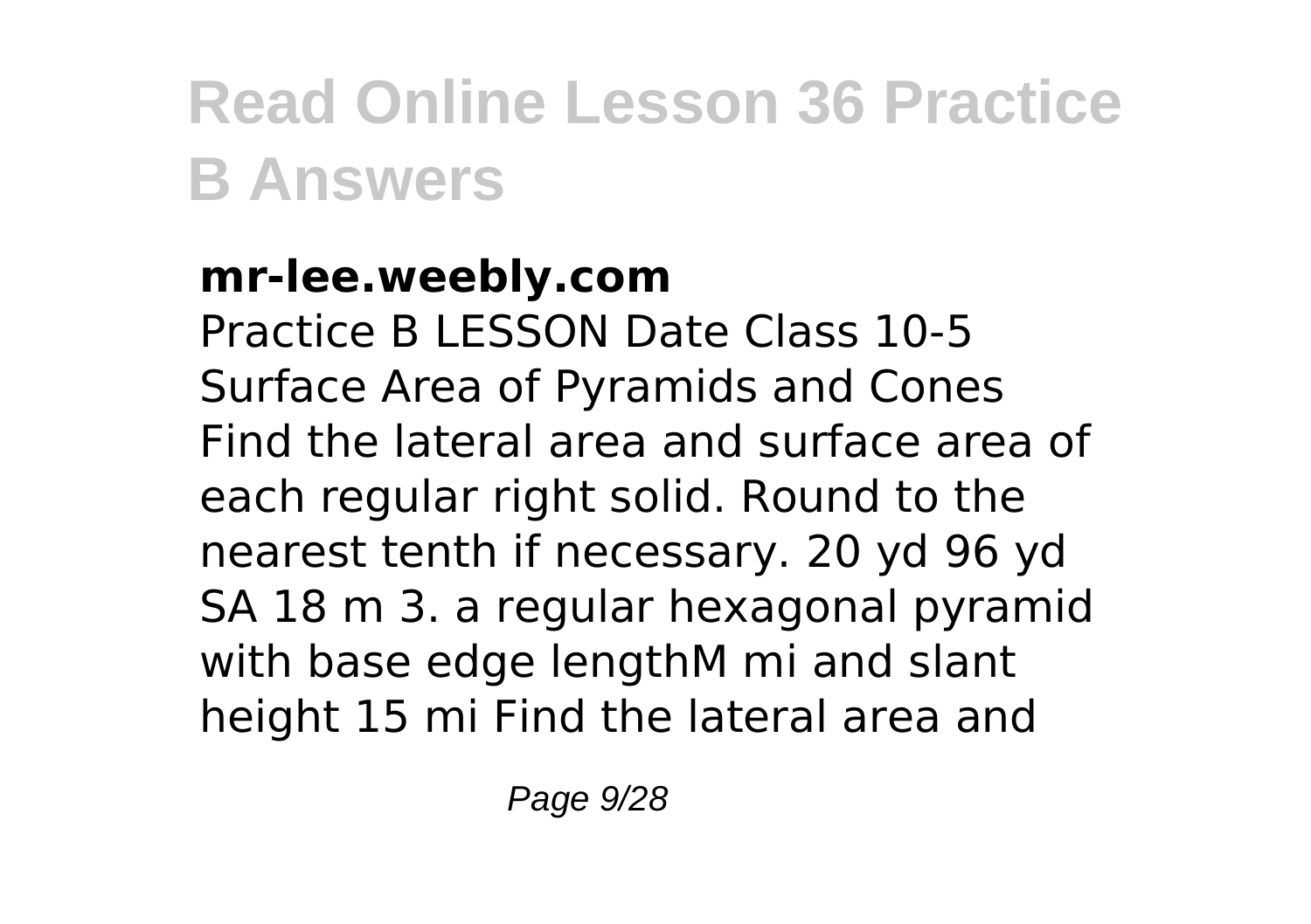# Read Online Lesson 36 Practice B Answers

**mr-lee.weebly.com**

Practice B LESSON Date Class 10-5 Surface Area of Pyramids and Cones Find the lateral area and surface area of each regular right solid. Round to the nearest tenth if necessary. 20 yd 96 yd SA 18 m 3. a regular hexagonal pyramid with base edge lengthM mi and slant height 15 mi Find the lateral area and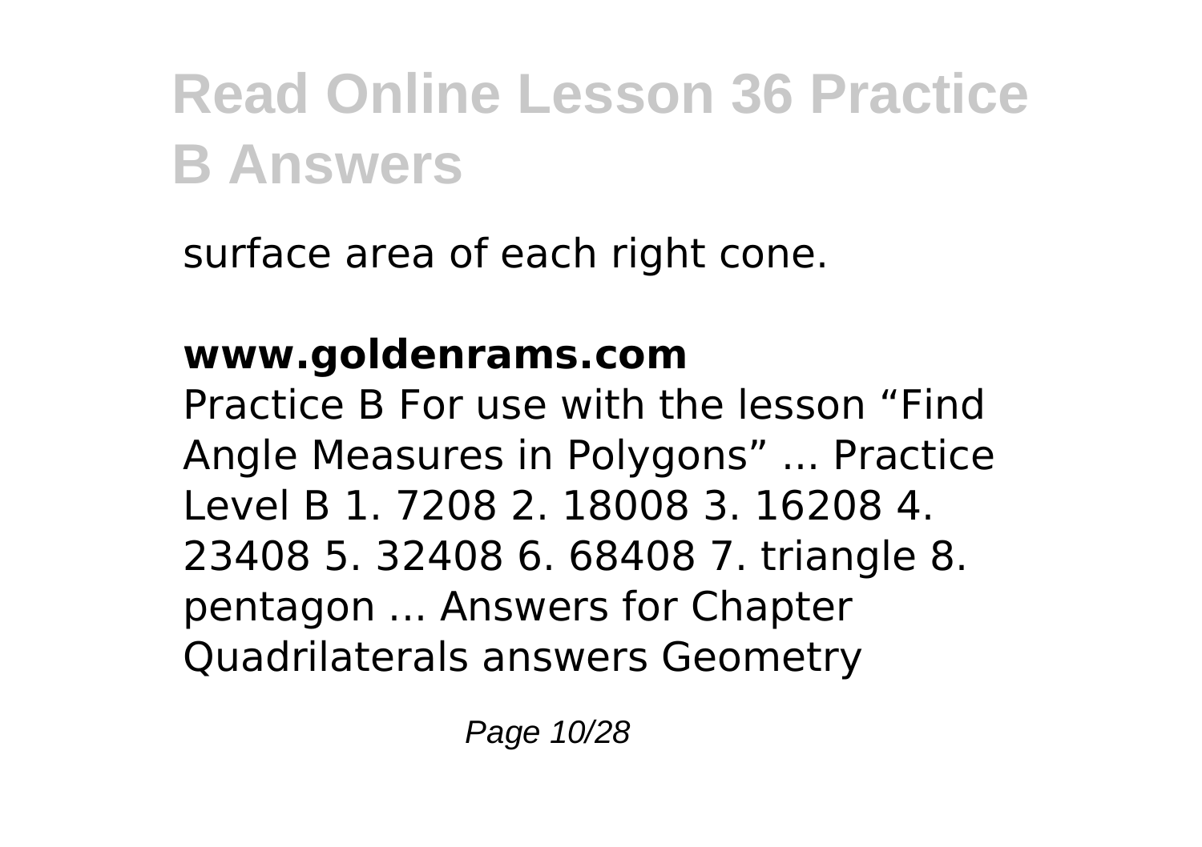surface area of each right cone.

**www.goldenrams.com**

Practice B For use with the lesson "Find Angle Measures in Polygons" ... Practice Level B 1. 7208 2. 18008 3. 16208 4. 23408 5. 32408 6. 68408 7. triangle 8. pentagon ... Answers for Chapter Quadrilaterals answers Geometry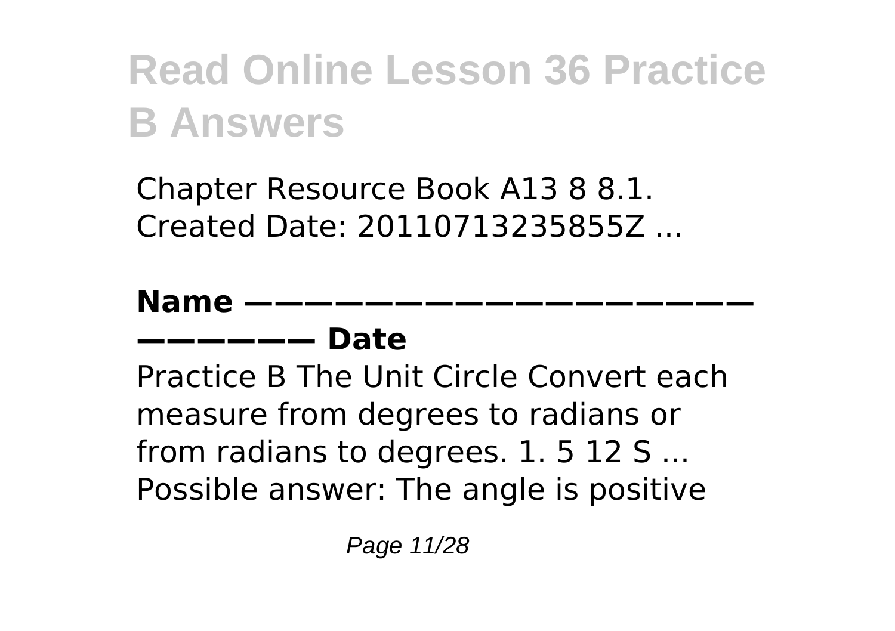Chapter Resource Book A13 8 8.1. Created Date: 20110713235855Z ...

**Name ———————————————————————————— Date**

Practice B The Unit Circle Convert each measure from degrees to radians or from radians to degrees. 1. 5 12 S ... Possible answer: The angle is positive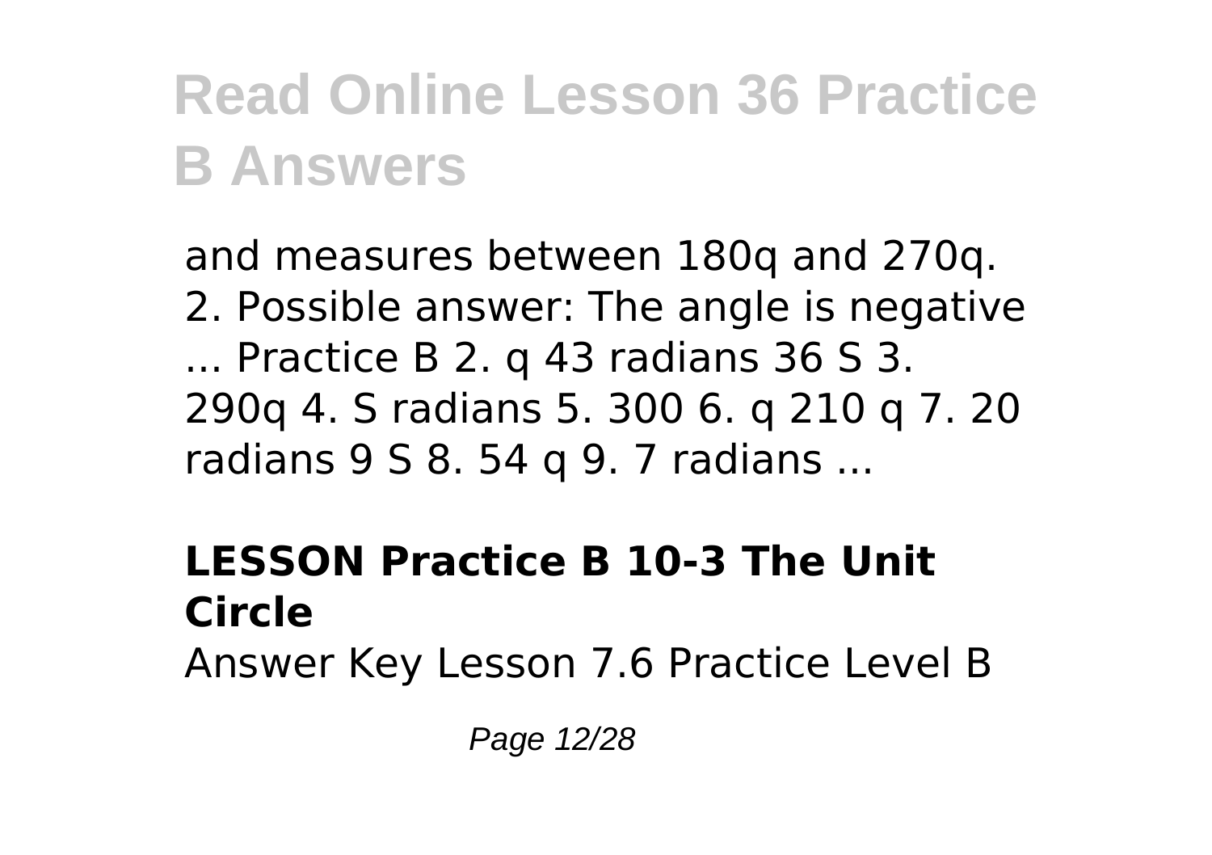# Read Online Lesson 36 Practice B Answers

and measures between 180q and 270q. 2. Possible answer: The angle is negative ... Practice B 2. q 43 radians 36 S 3. 290q 4. S radians 5. 300 6. q 210 q 7. 20 radians 9 S 8. 54 q 9. 7 radians ...

**LESSON Practice B 10-3 The Unit Circle**

Answer Key Lesson 7.6 Practice Level B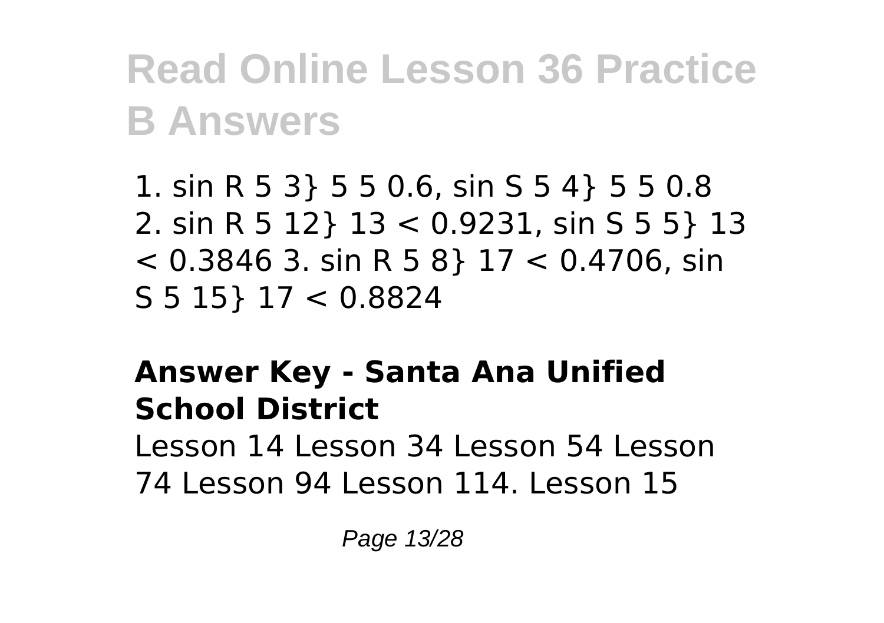1. sin R 5 3} 5 5 0.6, sin S 5 4} 5 5 0.8 2. sin R 5 12} 13 < 0.9231, sin S 5 5} 13 < 0.3846 3. sin R 5 8} 17 < 0.4706, sin S 5 15} 17 < 0.8824

**Answer Key - Santa Ana Unified School District**

Lesson 14 Lesson 34 Lesson 54 Lesson 74 Lesson 94 Lesson 114. Lesson 15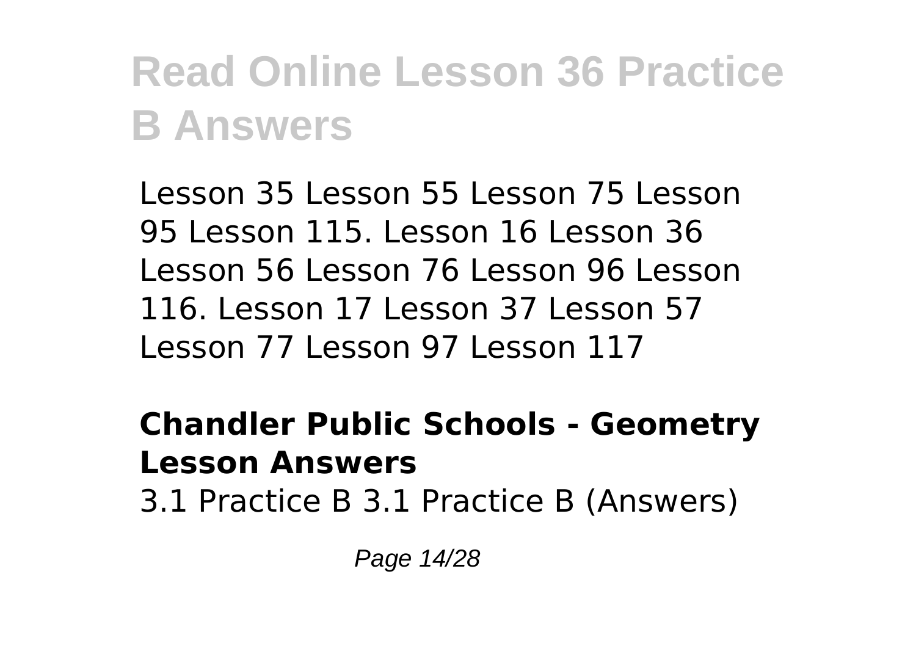Lesson 35 Lesson 55 Lesson 75 Lesson 95 Lesson 115. Lesson 16 Lesson 36 Lesson 56 Lesson 76 Lesson 96 Lesson 116. Lesson 17 Lesson 37 Lesson 57 Lesson 77 Lesson 97 Lesson 117

**Chandler Public Schools - Geometry Lesson Answers**

3.1 Practice B 3.1 Practice B (Answers)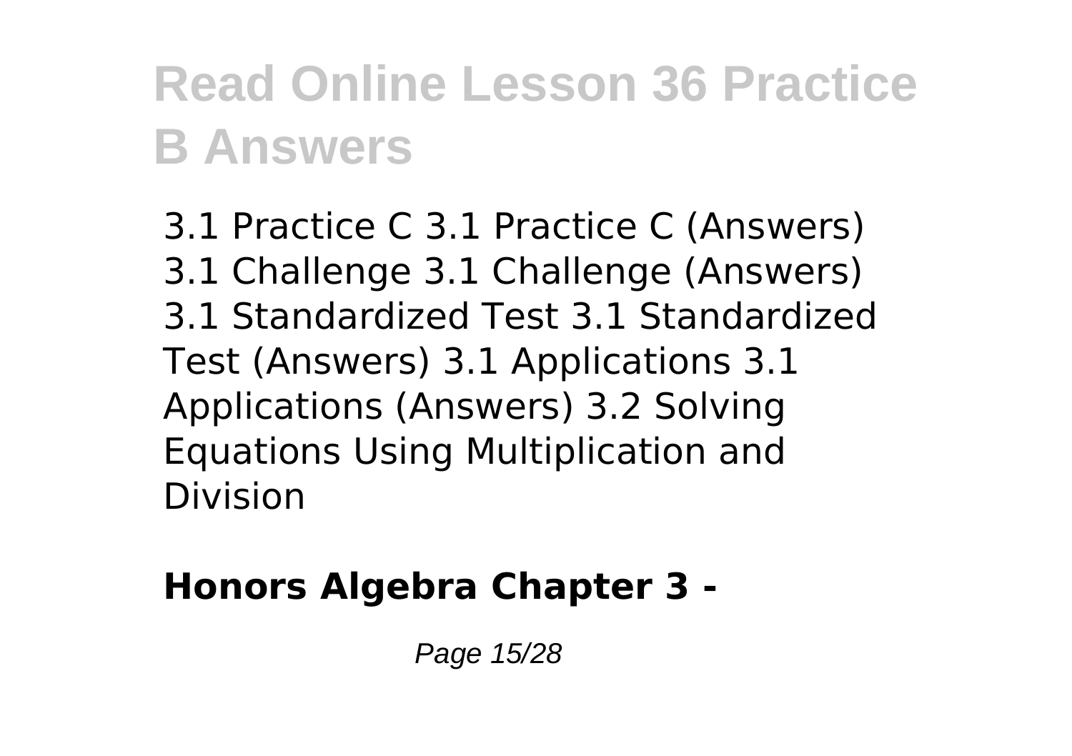3.1 Practice C 3.1 Practice C (Answers) 3.1 Challenge 3.1 Challenge (Answers) 3.1 Standardized Test 3.1 Standardized Test (Answers) 3.1 Applications 3.1 Applications (Answers) 3.2 Solving Equations Using Multiplication and Division

**Honors Algebra Chapter 3 -**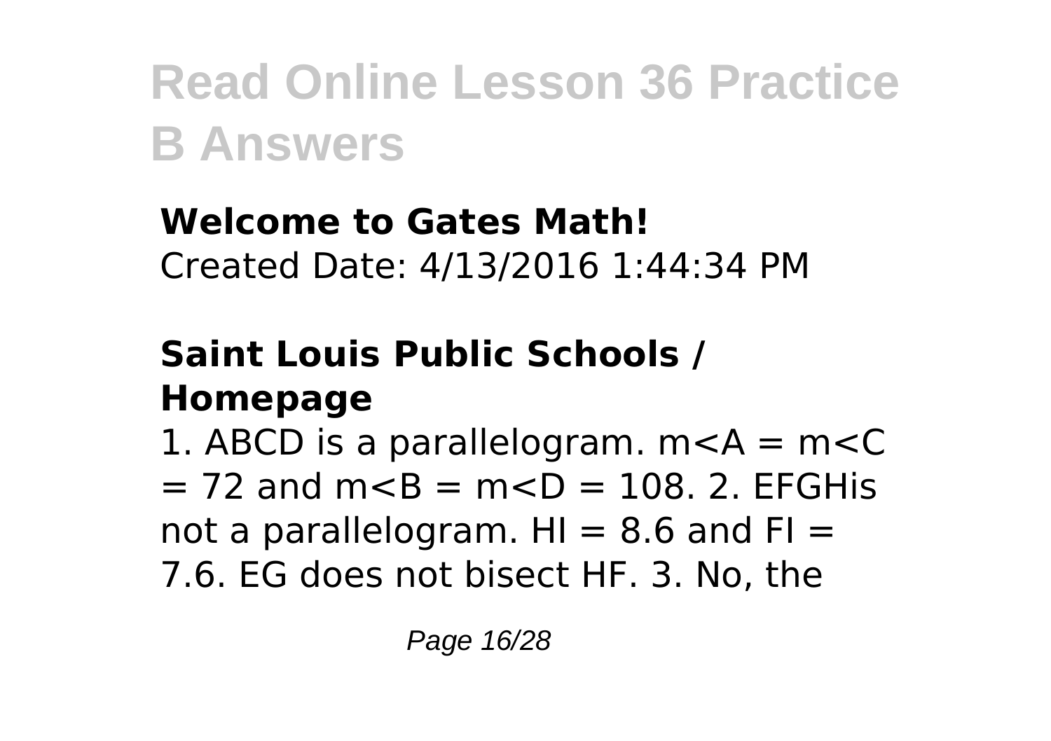**Welcome to Gates Math!**
Created Date: 4/13/2016 1:44:34 PM

**Saint Louis Public Schools / Homepage**

1. ABCD is a parallelogram. $m<A = m<C = 72$ and $m<B = m<D = 108$. 2. EFGHis not a parallelogram. $HI = 8.6$ and $FI = 7.6$. EG does not bisect HF. 3. No, the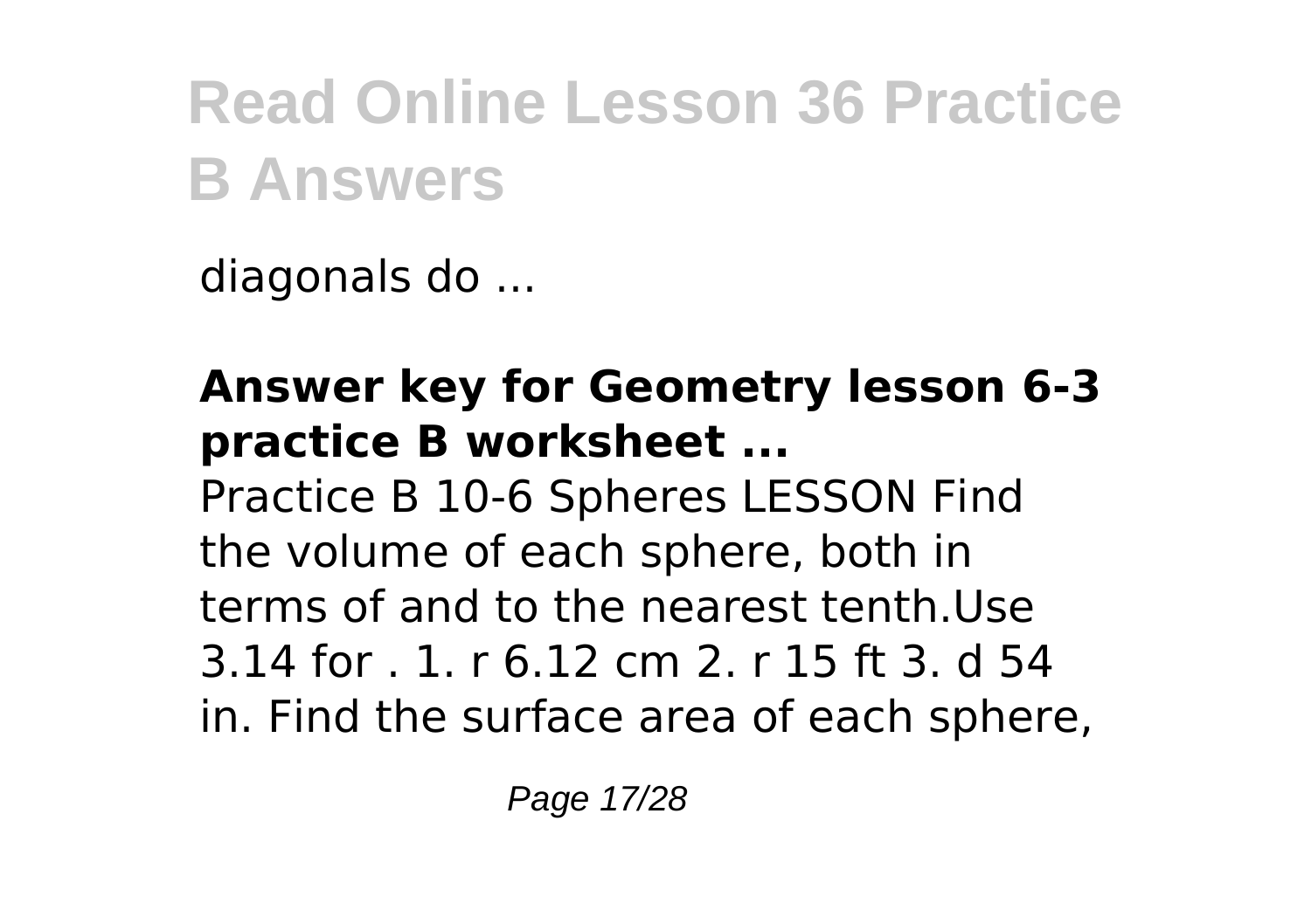diagonals do ...

**Answer key for Geometry lesson 6-3 practice B worksheet ...**

Practice B 10-6 Spheres LESSON Find the volume of each sphere, both in terms of and to the nearest tenth.Use 3.14 for . 1. r 6.12 cm 2. r 15 ft 3. d 54 in. Find the surface area of each sphere,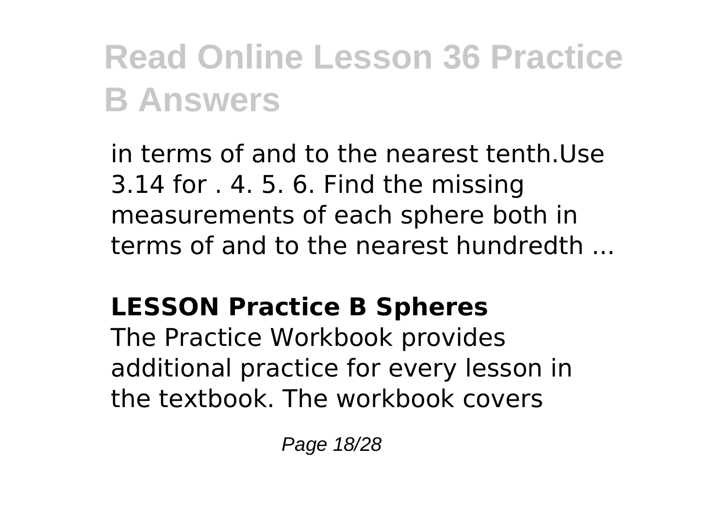in terms of and to the nearest tenth.Use 3.14 for . 4. 5. 6. Find the missing measurements of each sphere both in terms of and to the nearest hundredth ...

## LESSON Practice B Spheres

The Practice Workbook provides additional practice for every lesson in the textbook. The workbook covers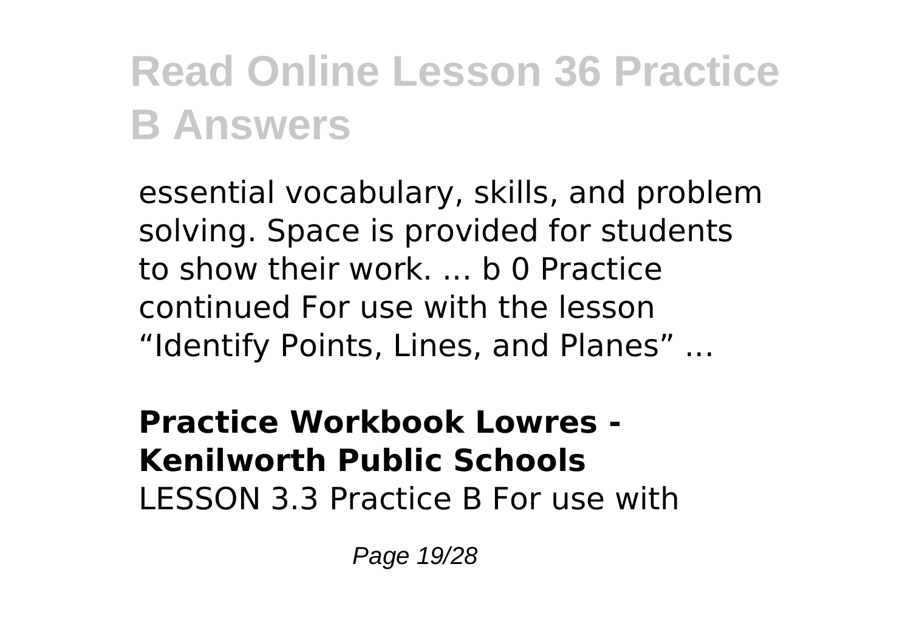essential vocabulary, skills, and problem solving. Space is provided for students to show their work. ... b 0 Practice continued For use with the lesson "Identify Points, Lines, and Planes" ...

**Practice Workbook Lowres - Kenilworth Public Schools**

LESSON 3.3 Practice B For use with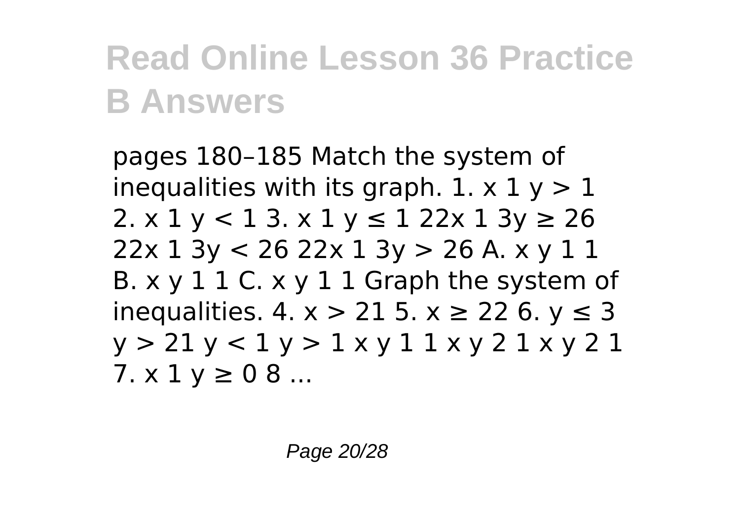# Read Online Lesson 36 Practice B Answers

pages 180–185 Match the system of inequalities with its graph. 1. x 1 y > 1 2. x 1 y < 1 3. x 1 y ≤ 1 22x 1 3y ≥ 26 22x 1 3y < 26 22x 1 3y > 26 A. x y 1 1 B. x y 1 1 C. x y 1 1 Graph the system of inequalities. 4. x > 21 5. x ≥ 22 6. y ≤ 3 y > 21 y < 1 y > 1 x y 1 1 x y 2 1 x y 2 1 7. x 1 y ≥ 0 8 ...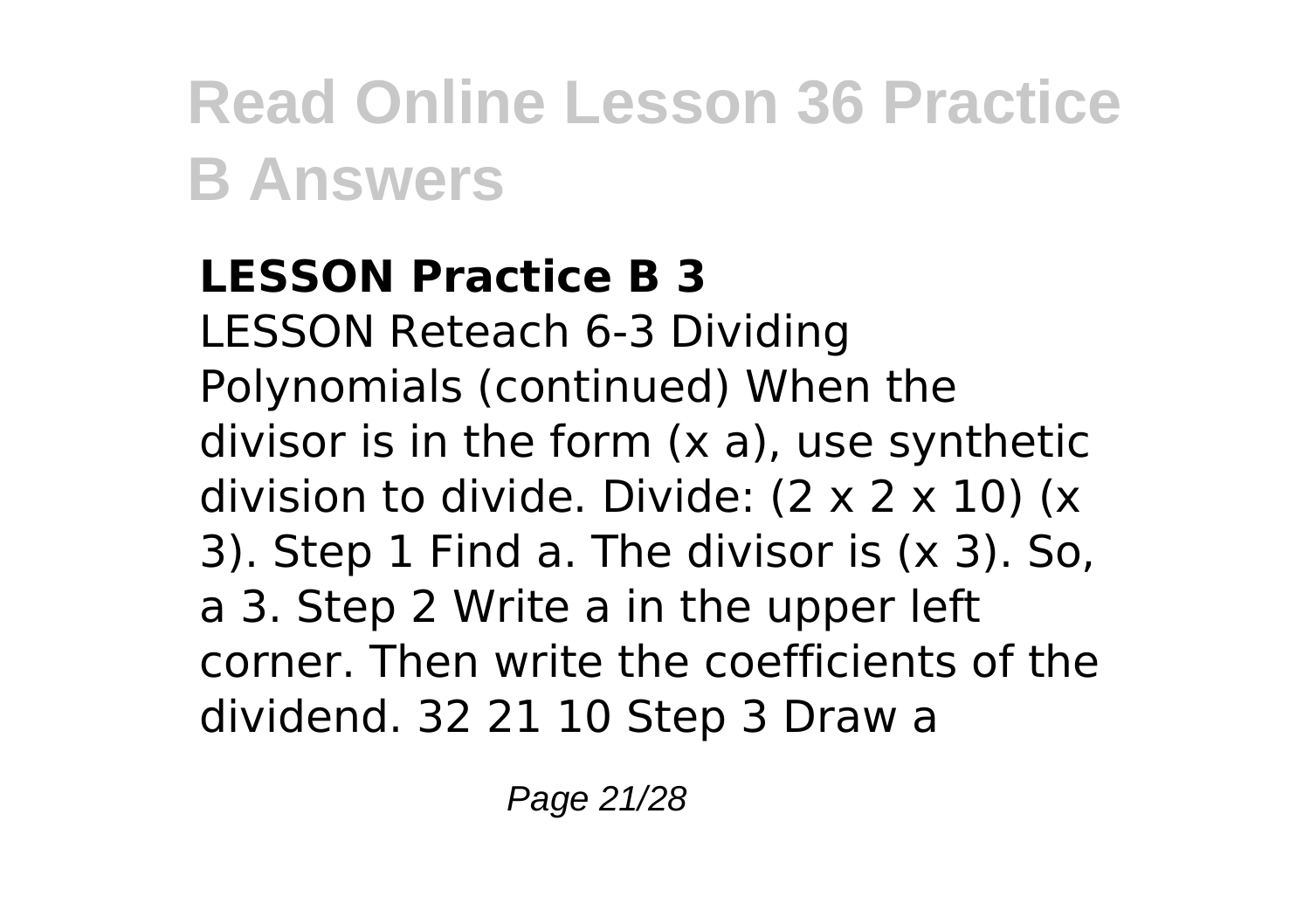## LESSON Practice B 3

LESSON Reteach 6-3 Dividing Polynomials (continued) When the divisor is in the form (x a), use synthetic division to divide. Divide: (2 x 2 x 10) (x 3). Step 1 Find a. The divisor is (x 3). So, a 3. Step 2 Write a in the upper left corner. Then write the coefficients of the dividend. 32 21 10 Step 3 Draw a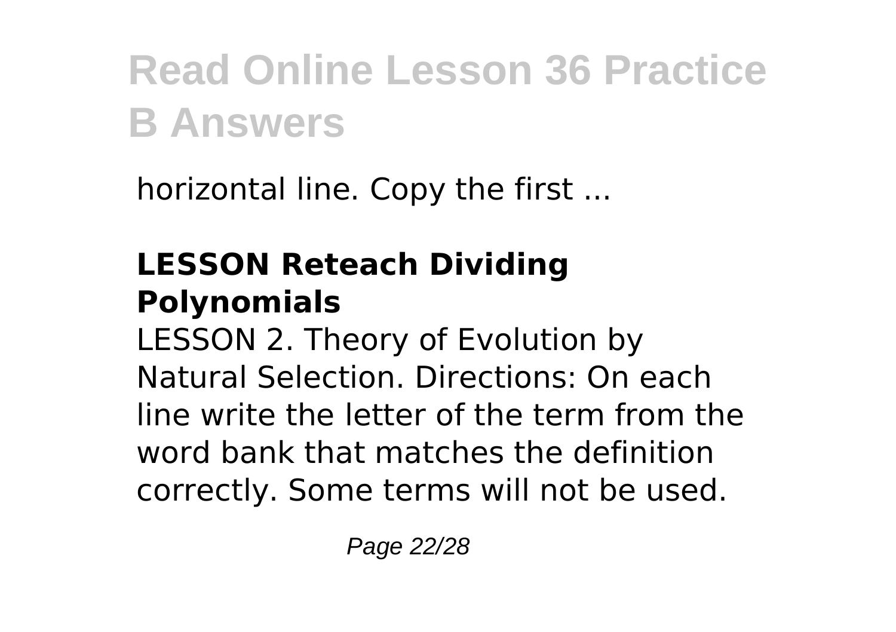horizontal line. Copy the first ...

### LESSON Reteach Dividing Polynomials

LESSON 2. Theory of Evolution by Natural Selection. Directions: On each line write the letter of the term from the word bank that matches the definition correctly. Some terms will not be used.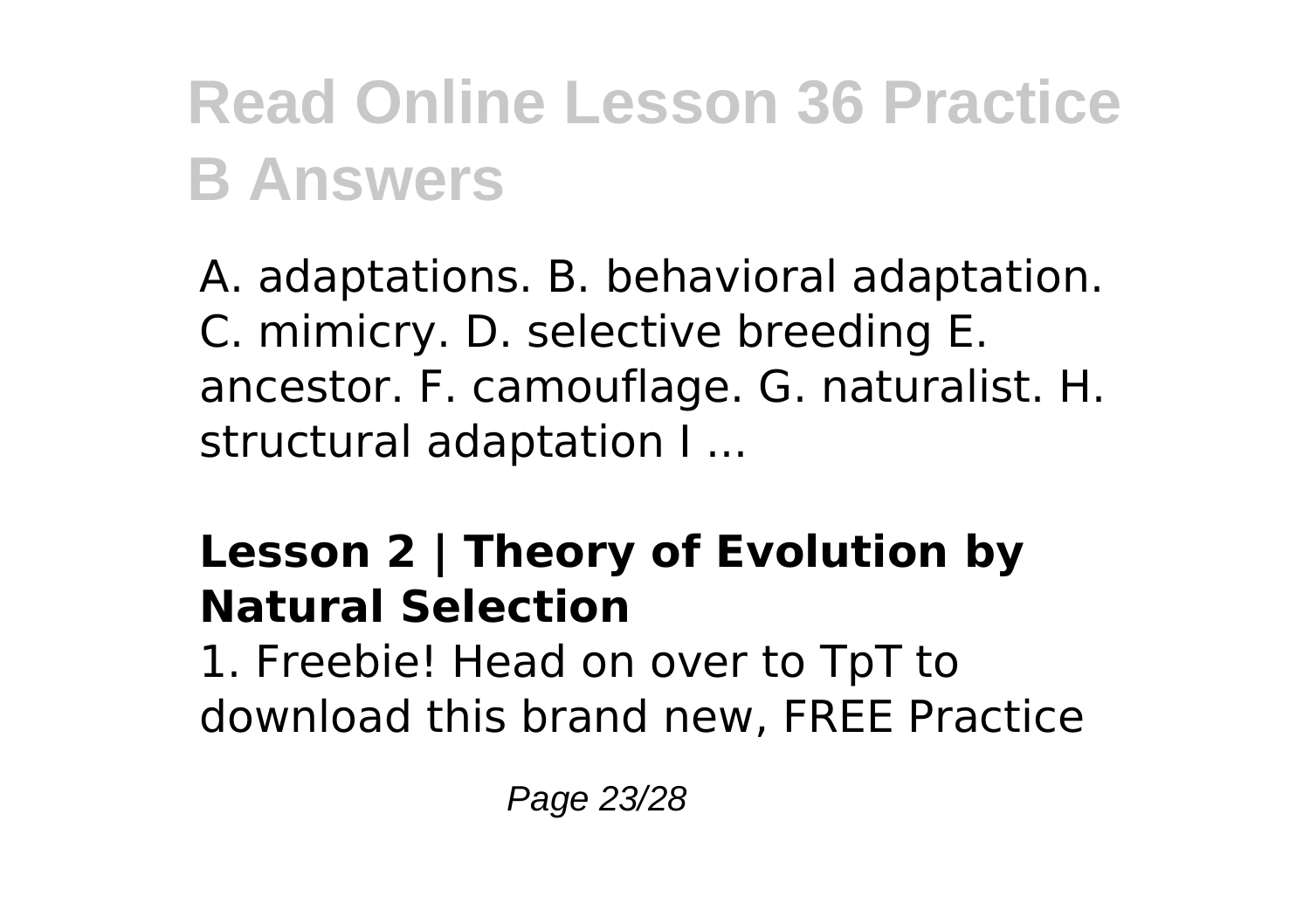A. adaptations. B. behavioral adaptation. C. mimicry. D. selective breeding E. ancestor. F. camouflage. G. naturalist. H. structural adaptation I ...

**Lesson 2 | Theory of Evolution by Natural Selection**

1. Freebie! Head on over to TpT to download this brand new, FREE Practice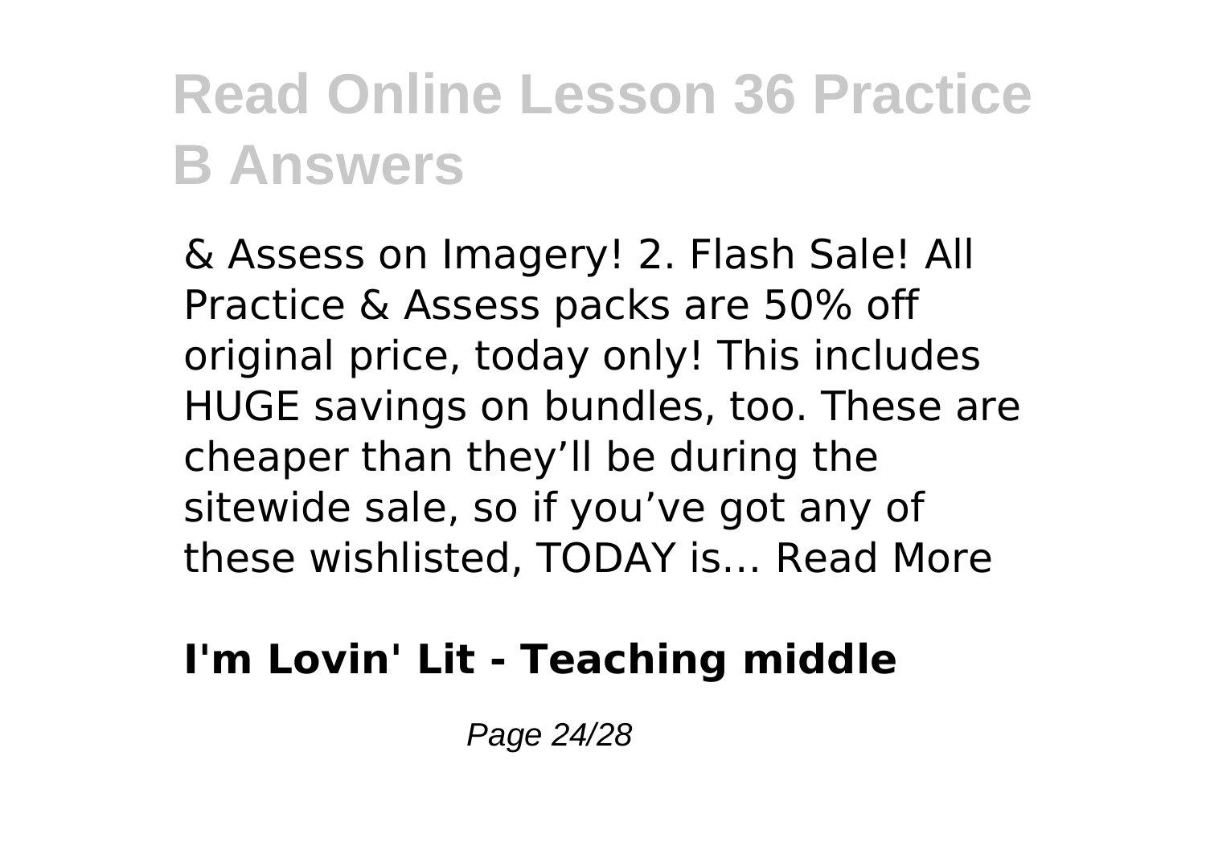& Assess on Imagery! 2. Flash Sale! All Practice & Assess packs are 50% off original price, today only! This includes HUGE savings on bundles, too. These are cheaper than they'll be during the sitewide sale, so if you've got any of these wishlisted, TODAY is… Read More

**I'm Lovin' Lit - Teaching middle**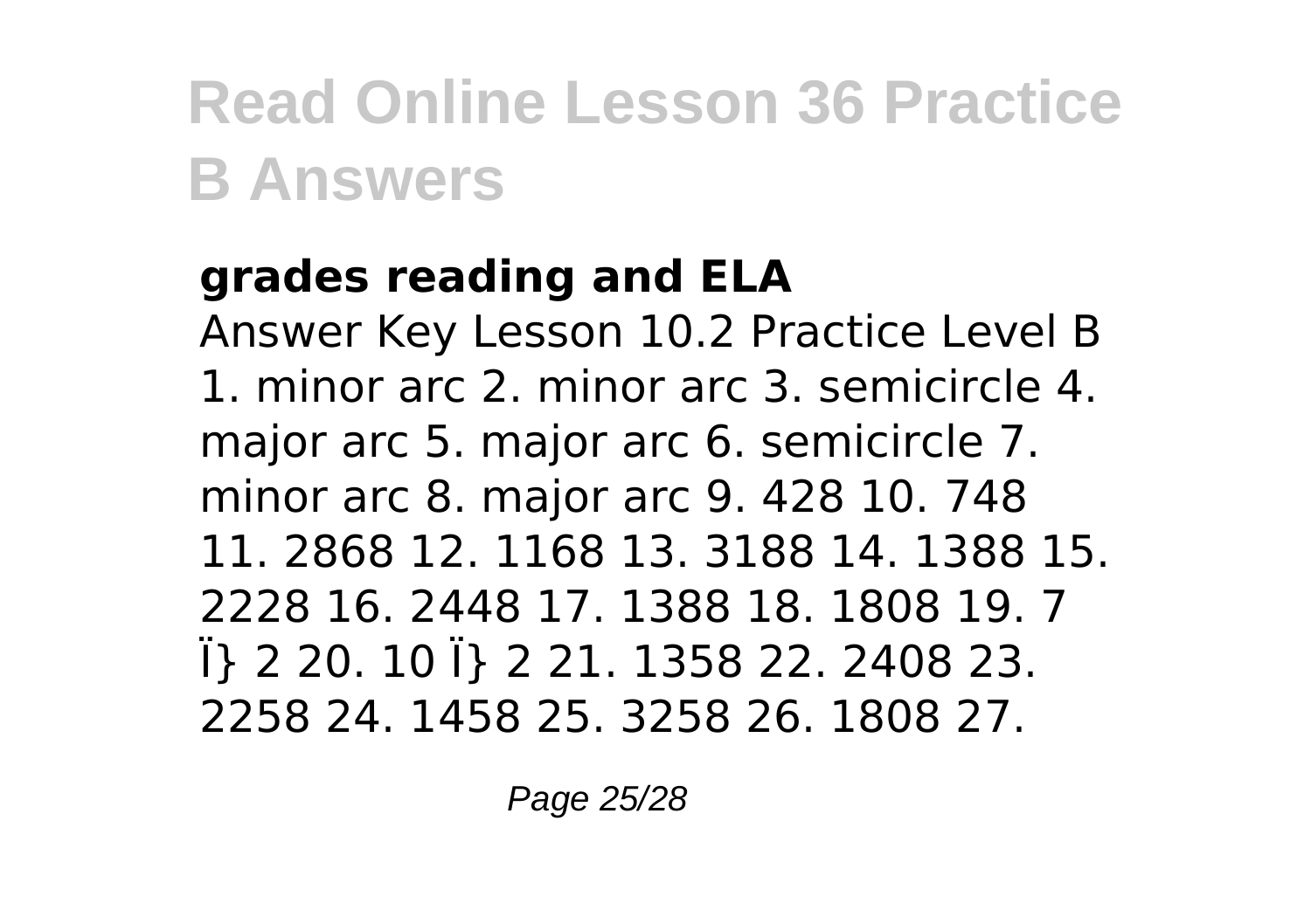**grades reading and ELA**

Answer Key Lesson 10.2 Practice Level B 1. minor arc 2. minor arc 3. semicircle 4. major arc 5. major arc 6. semicircle 7. minor arc 8. major arc 9. 428 10. 748 11. 2868 12. 1168 13. 3188 14. 1388 15. 2228 16. 2448 17. 1388 18. 1808 19. 7 Ï} 2 20. 10 Ï} 2 21. 1358 22. 2408 23. 2258 24. 1458 25. 3258 26. 1808 27.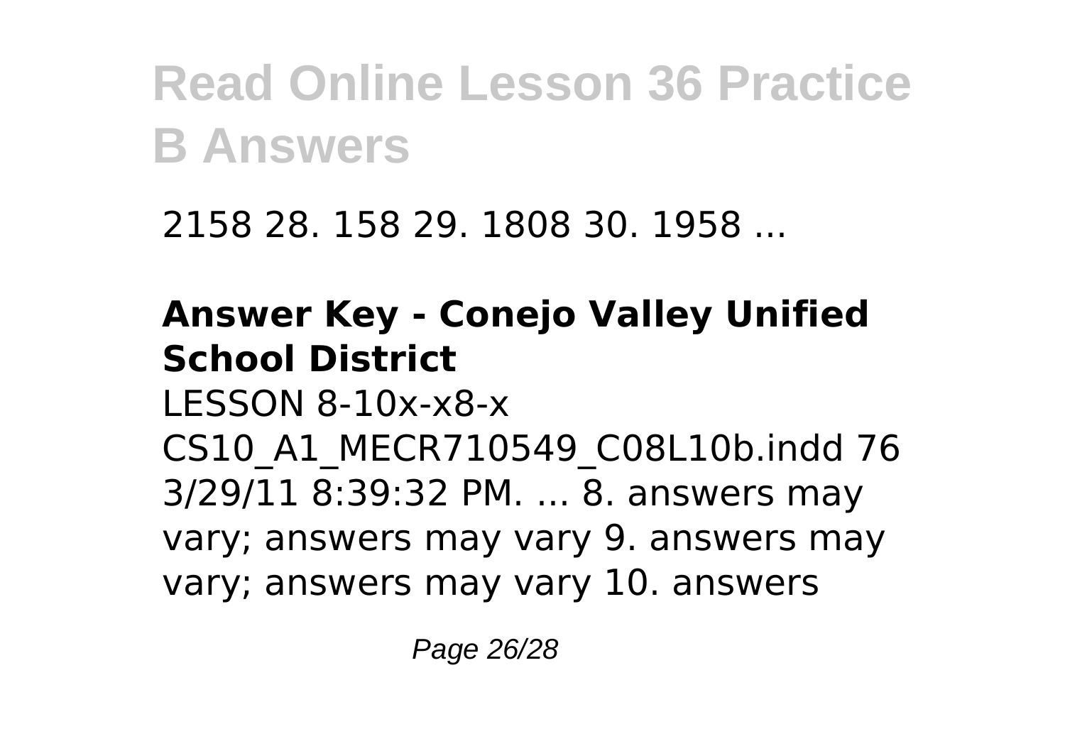2158 28. 158 29. 1808 30. 1958 ...

**Answer Key - Conejo Valley Unified School District**

LESSON 8-10x-x8-x CS10_A1_MECR710549_C08L10b.indd 76 3/29/11 8:39:32 PM. ... 8. answers may vary; answers may vary 9. answers may vary; answers may vary 10. answers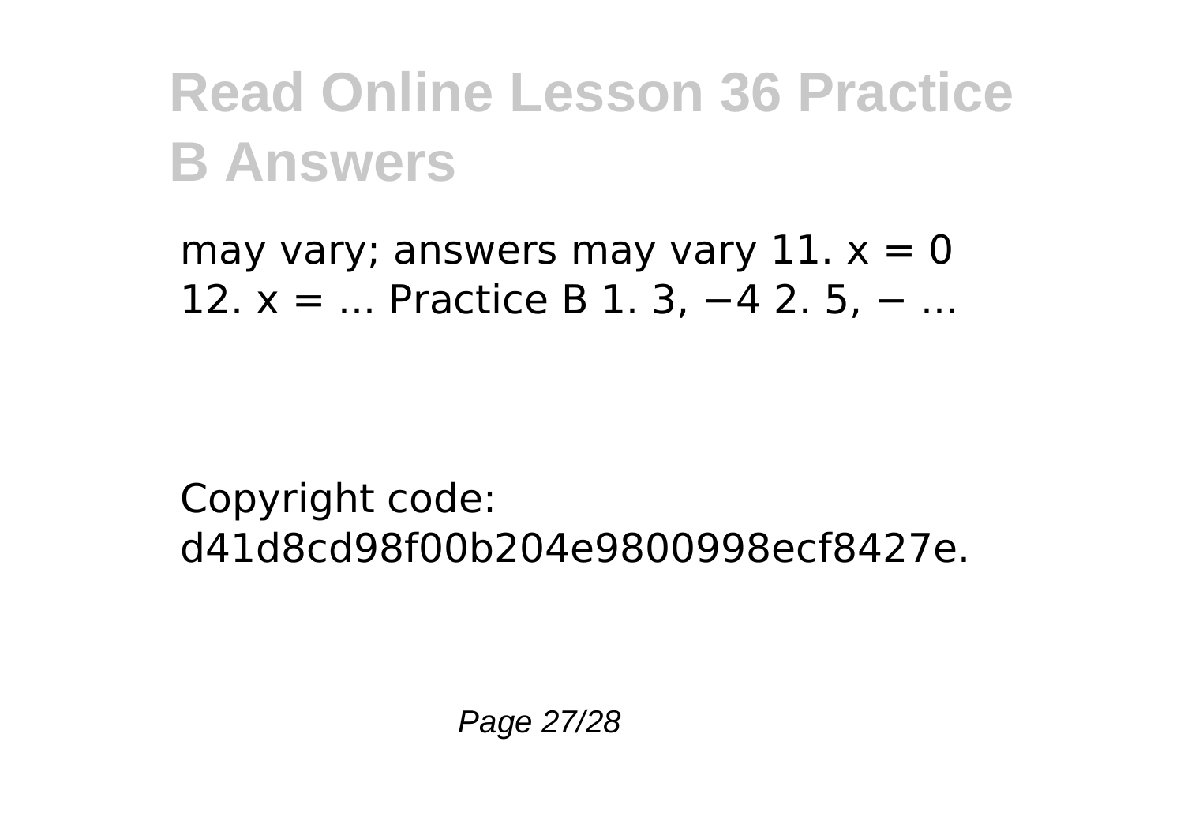# Read Online Lesson 36 Practice B Answers

may vary; answers may vary 11. $x = 0$ 12. $x = \ldots$ Practice B 1. 3, −4 2. 5, − ...

Copyright code: d41d8cd98f00b204e9800998ecf8427e.